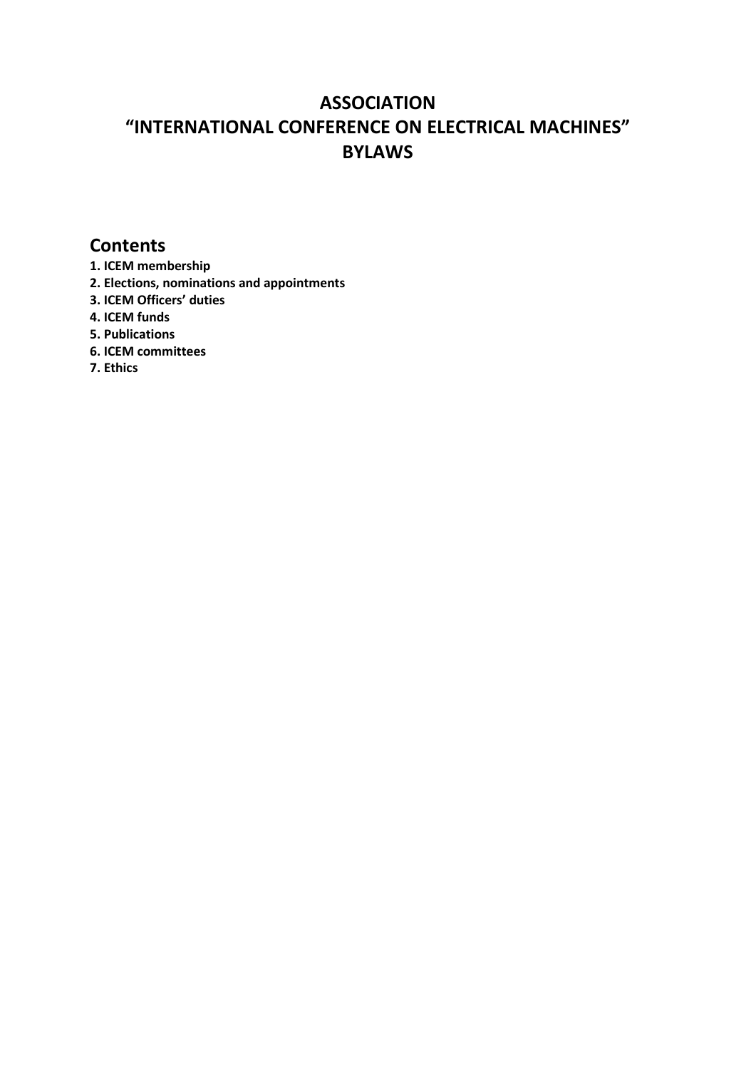# ASSOCIATION
# "INTERNATIONAL CONFERENCE ON ELECTRICAL MACHINES"
# BYLAWS

## Contents

**1. ICEM membership**
**2. Elections, nominations and appointments**
**3. ICEM Officers' duties**
**4. ICEM funds**
**5. Publications**
**6. ICEM committees**
**7. Ethics**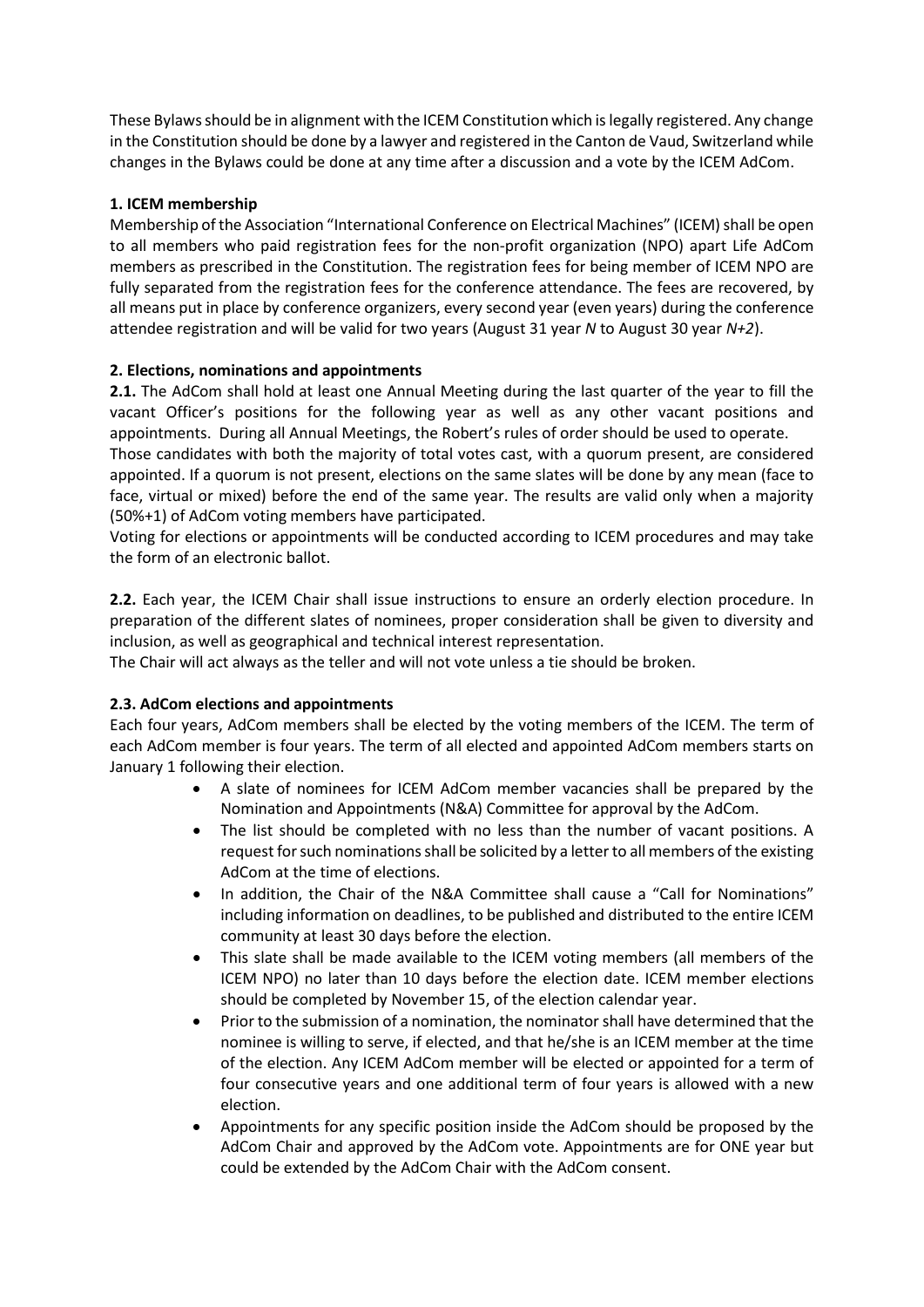These Bylaws should be in alignment with the ICEM Constitution which is legally registered. Any change in the Constitution should be done by a lawyer and registered in the Canton de Vaud, Switzerland while changes in the Bylaws could be done at any time after a discussion and a vote by the ICEM AdCom.

## 1. ICEM membership

Membership of the Association "International Conference on Electrical Machines" (ICEM) shall be open to all members who paid registration fees for the non-profit organization (NPO) apart Life AdCom members as prescribed in the Constitution. The registration fees for being member of ICEM NPO are fully separated from the registration fees for the conference attendance. The fees are recovered, by all means put in place by conference organizers, every second year (even years) during the conference attendee registration and will be valid for two years (August 31 year *N* to August 30 year *N+2*).

## 2. Elections, nominations and appointments

**2.1.** The AdCom shall hold at least one Annual Meeting during the last quarter of the year to fill the vacant Officer's positions for the following year as well as any other vacant positions and appointments. During all Annual Meetings, the Robert's rules of order should be used to operate.

Those candidates with both the majority of total votes cast, with a quorum present, are considered appointed. If a quorum is not present, elections on the same slates will be done by any mean (face to face, virtual or mixed) before the end of the same year. The results are valid only when a majority (50%+1) of AdCom voting members have participated.

Voting for elections or appointments will be conducted according to ICEM procedures and may take the form of an electronic ballot.

**2.2.** Each year, the ICEM Chair shall issue instructions to ensure an orderly election procedure. In preparation of the different slates of nominees, proper consideration shall be given to diversity and inclusion, as well as geographical and technical interest representation.

The Chair will act always as the teller and will not vote unless a tie should be broken.

### 2.3. AdCom elections and appointments

Each four years, AdCom members shall be elected by the voting members of the ICEM. The term of each AdCom member is four years. The term of all elected and appointed AdCom members starts on January 1 following their election.

- A slate of nominees for ICEM AdCom member vacancies shall be prepared by the Nomination and Appointments (N&A) Committee for approval by the AdCom.
- The list should be completed with no less than the number of vacant positions. A request for such nominations shall be solicited by a letter to all members of the existing AdCom at the time of elections.
- In addition, the Chair of the N&A Committee shall cause a "Call for Nominations" including information on deadlines, to be published and distributed to the entire ICEM community at least 30 days before the election.
- This slate shall be made available to the ICEM voting members (all members of the ICEM NPO) no later than 10 days before the election date. ICEM member elections should be completed by November 15, of the election calendar year.
- Prior to the submission of a nomination, the nominator shall have determined that the nominee is willing to serve, if elected, and that he/she is an ICEM member at the time of the election. Any ICEM AdCom member will be elected or appointed for a term of four consecutive years and one additional term of four years is allowed with a new election.
- Appointments for any specific position inside the AdCom should be proposed by the AdCom Chair and approved by the AdCom vote. Appointments are for ONE year but could be extended by the AdCom Chair with the AdCom consent.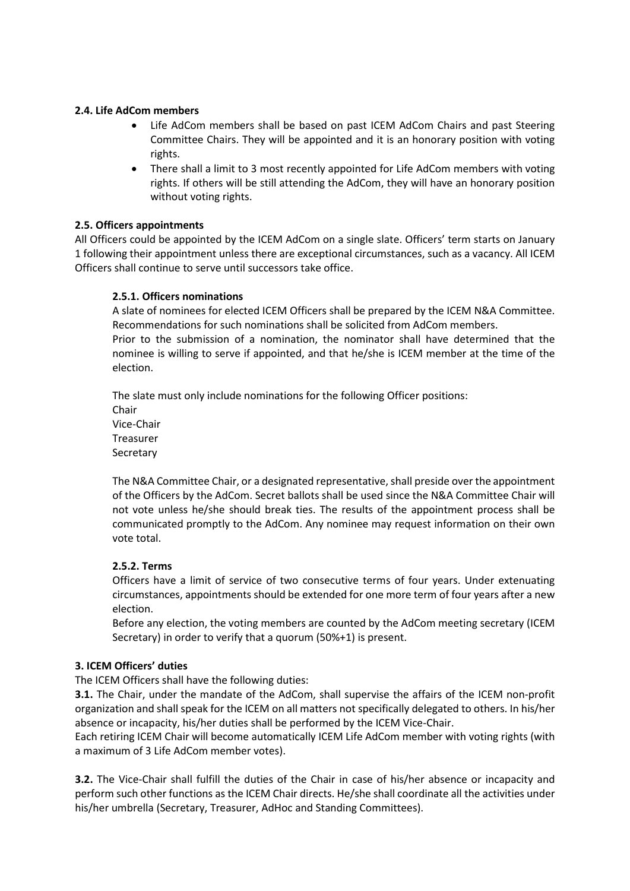#### 2.4. Life AdCom members

- Life AdCom members shall be based on past ICEM AdCom Chairs and past Steering Committee Chairs. They will be appointed and it is an honorary position with voting rights.
- There shall a limit to 3 most recently appointed for Life AdCom members with voting rights. If others will be still attending the AdCom, they will have an honorary position without voting rights.

#### 2.5. Officers appointments

All Officers could be appointed by the ICEM AdCom on a single slate. Officers' term starts on January 1 following their appointment unless there are exceptional circumstances, such as a vacancy. All ICEM Officers shall continue to serve until successors take office.

##### 2.5.1. Officers nominations

A slate of nominees for elected ICEM Officers shall be prepared by the ICEM N&A Committee. Recommendations for such nominations shall be solicited from AdCom members.

Prior to the submission of a nomination, the nominator shall have determined that the nominee is willing to serve if appointed, and that he/she is ICEM member at the time of the election.

The slate must only include nominations for the following Officer positions:
Chair
Vice-Chair
Treasurer
Secretary

The N&A Committee Chair, or a designated representative, shall preside over the appointment of the Officers by the AdCom. Secret ballots shall be used since the N&A Committee Chair will not vote unless he/she should break ties. The results of the appointment process shall be communicated promptly to the AdCom. Any nominee may request information on their own vote total.

##### 2.5.2. Terms

Officers have a limit of service of two consecutive terms of four years. Under extenuating circumstances, appointments should be extended for one more term of four years after a new election.

Before any election, the voting members are counted by the AdCom meeting secretary (ICEM Secretary) in order to verify that a quorum (50%+1) is present.

### 3. ICEM Officers' duties

The ICEM Officers shall have the following duties:

**3.1.** The Chair, under the mandate of the AdCom, shall supervise the affairs of the ICEM non-profit organization and shall speak for the ICEM on all matters not specifically delegated to others. In his/her absence or incapacity, his/her duties shall be performed by the ICEM Vice-Chair.

Each retiring ICEM Chair will become automatically ICEM Life AdCom member with voting rights (with a maximum of 3 Life AdCom member votes).

**3.2.** The Vice-Chair shall fulfill the duties of the Chair in case of his/her absence or incapacity and perform such other functions as the ICEM Chair directs. He/she shall coordinate all the activities under his/her umbrella (Secretary, Treasurer, AdHoc and Standing Committees).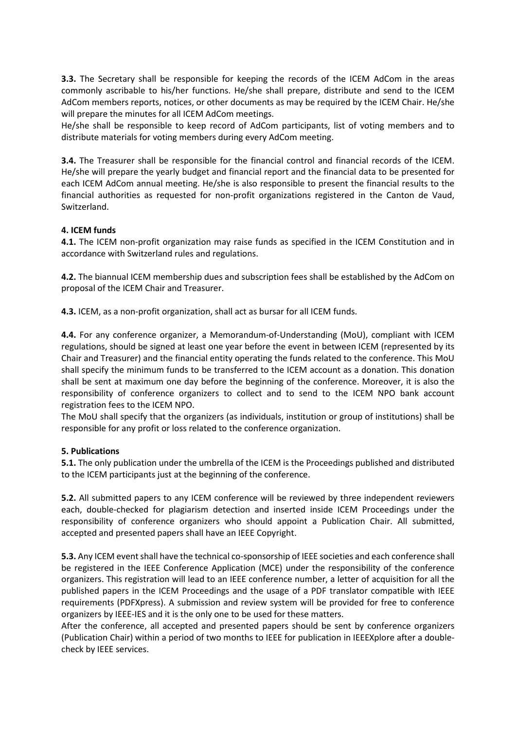**3.3.** The Secretary shall be responsible for keeping the records of the ICEM AdCom in the areas commonly ascribable to his/her functions. He/she shall prepare, distribute and send to the ICEM AdCom members reports, notices, or other documents as may be required by the ICEM Chair. He/she will prepare the minutes for all ICEM AdCom meetings.

He/she shall be responsible to keep record of AdCom participants, list of voting members and to distribute materials for voting members during every AdCom meeting.

**3.4.** The Treasurer shall be responsible for the financial control and financial records of the ICEM. He/she will prepare the yearly budget and financial report and the financial data to be presented for each ICEM AdCom annual meeting. He/she is also responsible to present the financial results to the financial authorities as requested for non-profit organizations registered in the Canton de Vaud, Switzerland.

**4. ICEM funds**

**4.1.** The ICEM non-profit organization may raise funds as specified in the ICEM Constitution and in accordance with Switzerland rules and regulations.

**4.2.** The biannual ICEM membership dues and subscription fees shall be established by the AdCom on proposal of the ICEM Chair and Treasurer.

**4.3.** ICEM, as a non-profit organization, shall act as bursar for all ICEM funds.

**4.4.** For any conference organizer, a Memorandum-of-Understanding (MoU), compliant with ICEM regulations, should be signed at least one year before the event in between ICEM (represented by its Chair and Treasurer) and the financial entity operating the funds related to the conference. This MoU shall specify the minimum funds to be transferred to the ICEM account as a donation. This donation shall be sent at maximum one day before the beginning of the conference. Moreover, it is also the responsibility of conference organizers to collect and to send to the ICEM NPO bank account registration fees to the ICEM NPO.

The MoU shall specify that the organizers (as individuals, institution or group of institutions) shall be responsible for any profit or loss related to the conference organization.

**5. Publications**

**5.1.** The only publication under the umbrella of the ICEM is the Proceedings published and distributed to the ICEM participants just at the beginning of the conference.

**5.2.** All submitted papers to any ICEM conference will be reviewed by three independent reviewers each, double-checked for plagiarism detection and inserted inside ICEM Proceedings under the responsibility of conference organizers who should appoint a Publication Chair. All submitted, accepted and presented papers shall have an IEEE Copyright.

**5.3.** Any ICEM event shall have the technical co-sponsorship of IEEE societies and each conference shall be registered in the IEEE Conference Application (MCE) under the responsibility of the conference organizers. This registration will lead to an IEEE conference number, a letter of acquisition for all the published papers in the ICEM Proceedings and the usage of a PDF translator compatible with IEEE requirements (PDFXpress). A submission and review system will be provided for free to conference organizers by IEEE-IES and it is the only one to be used for these matters.

After the conference, all accepted and presented papers should be sent by conference organizers (Publication Chair) within a period of two months to IEEE for publication in IEEEXplore after a double-check by IEEE services.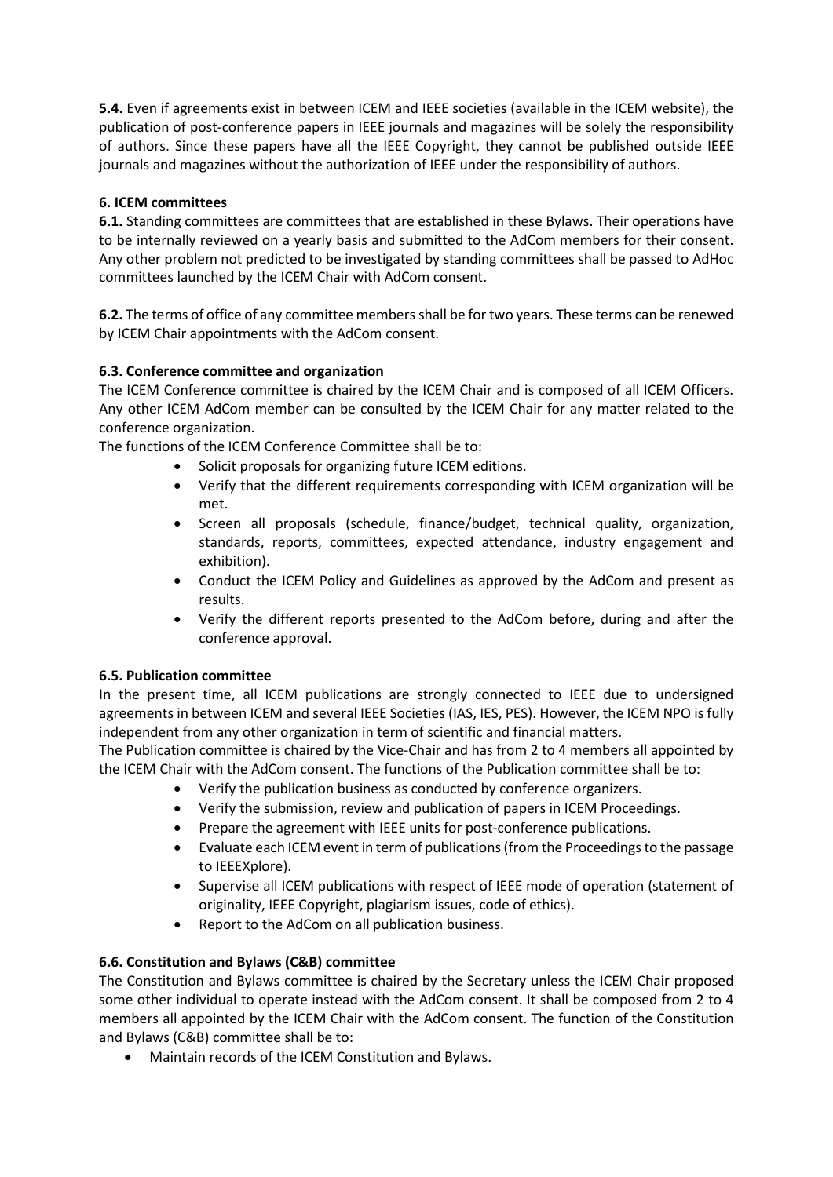**5.4.** Even if agreements exist in between ICEM and IEEE societies (available in the ICEM website), the publication of post-conference papers in IEEE journals and magazines will be solely the responsibility of authors. Since these papers have all the IEEE Copyright, they cannot be published outside IEEE journals and magazines without the authorization of IEEE under the responsibility of authors.

### 6. ICEM committees

**6.1.** Standing committees are committees that are established in these Bylaws. Their operations have to be internally reviewed on a yearly basis and submitted to the AdCom members for their consent. Any other problem not predicted to be investigated by standing committees shall be passed to AdHoc committees launched by the ICEM Chair with AdCom consent.

**6.2.** The terms of office of any committee members shall be for two years. These terms can be renewed by ICEM Chair appointments with the AdCom consent.

#### 6.3. Conference committee and organization

The ICEM Conference committee is chaired by the ICEM Chair and is composed of all ICEM Officers. Any other ICEM AdCom member can be consulted by the ICEM Chair for any matter related to the conference organization.

The functions of the ICEM Conference Committee shall be to:

- Solicit proposals for organizing future ICEM editions.
- Verify that the different requirements corresponding with ICEM organization will be met.
- Screen all proposals (schedule, finance/budget, technical quality, organization, standards, reports, committees, expected attendance, industry engagement and exhibition).
- Conduct the ICEM Policy and Guidelines as approved by the AdCom and present as results.
- Verify the different reports presented to the AdCom before, during and after the conference approval.

#### 6.5. Publication committee

In the present time, all ICEM publications are strongly connected to IEEE due to undersigned agreements in between ICEM and several IEEE Societies (IAS, IES, PES). However, the ICEM NPO is fully independent from any other organization in term of scientific and financial matters.

The Publication committee is chaired by the Vice-Chair and has from 2 to 4 members all appointed by the ICEM Chair with the AdCom consent. The functions of the Publication committee shall be to:

- Verify the publication business as conducted by conference organizers.
- Verify the submission, review and publication of papers in ICEM Proceedings.
- Prepare the agreement with IEEE units for post-conference publications.
- Evaluate each ICEM event in term of publications (from the Proceedings to the passage to IEEEXplore).
- Supervise all ICEM publications with respect of IEEE mode of operation (statement of originality, IEEE Copyright, plagiarism issues, code of ethics).
- Report to the AdCom on all publication business.

#### 6.6. Constitution and Bylaws (C&B) committee

The Constitution and Bylaws committee is chaired by the Secretary unless the ICEM Chair proposed some other individual to operate instead with the AdCom consent. It shall be composed from 2 to 4 members all appointed by the ICEM Chair with the AdCom consent. The function of the Constitution and Bylaws (C&B) committee shall be to:

- Maintain records of the ICEM Constitution and Bylaws.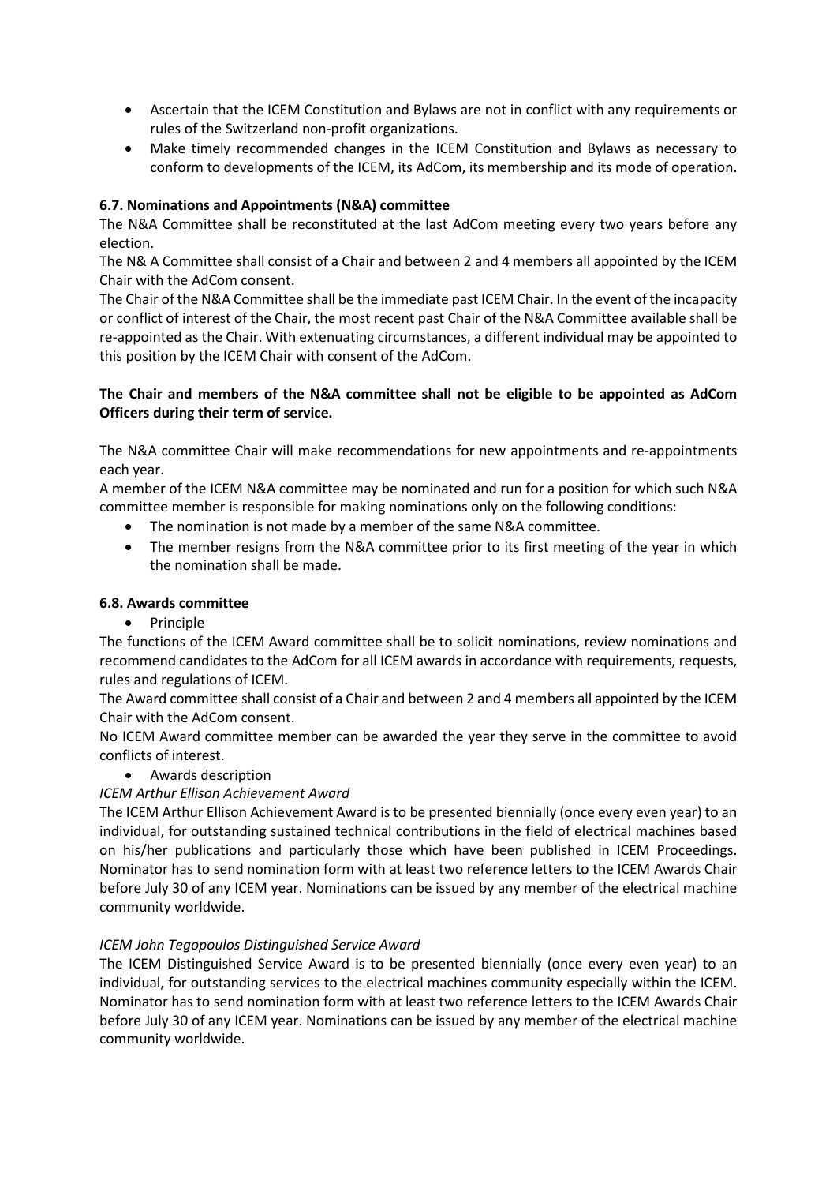- Ascertain that the ICEM Constitution and Bylaws are not in conflict with any requirements or rules of the Switzerland non-profit organizations.
- Make timely recommended changes in the ICEM Constitution and Bylaws as necessary to conform to developments of the ICEM, its AdCom, its membership and its mode of operation.

**6.7. Nominations and Appointments (N&A) committee**

The N&A Committee shall be reconstituted at the last AdCom meeting every two years before any election.

The N& A Committee shall consist of a Chair and between 2 and 4 members all appointed by the ICEM Chair with the AdCom consent.

The Chair of the N&A Committee shall be the immediate past ICEM Chair. In the event of the incapacity or conflict of interest of the Chair, the most recent past Chair of the N&A Committee available shall be re-appointed as the Chair. With extenuating circumstances, a different individual may be appointed to this position by the ICEM Chair with consent of the AdCom.

**The Chair and members of the N&A committee shall not be eligible to be appointed as AdCom Officers during their term of service.**

The N&A committee Chair will make recommendations for new appointments and re-appointments each year.

A member of the ICEM N&A committee may be nominated and run for a position for which such N&A committee member is responsible for making nominations only on the following conditions:

- The nomination is not made by a member of the same N&A committee.
- The member resigns from the N&A committee prior to its first meeting of the year in which the nomination shall be made.

**6.8. Awards committee**

- Principle

The functions of the ICEM Award committee shall be to solicit nominations, review nominations and recommend candidates to the AdCom for all ICEM awards in accordance with requirements, requests, rules and regulations of ICEM.

The Award committee shall consist of a Chair and between 2 and 4 members all appointed by the ICEM Chair with the AdCom consent.

No ICEM Award committee member can be awarded the year they serve in the committee to avoid conflicts of interest.

- Awards description

*ICEM Arthur Ellison Achievement Award*

The ICEM Arthur Ellison Achievement Award is to be presented biennially (once every even year) to an individual, for outstanding sustained technical contributions in the field of electrical machines based on his/her publications and particularly those which have been published in ICEM Proceedings. Nominator has to send nomination form with at least two reference letters to the ICEM Awards Chair before July 30 of any ICEM year. Nominations can be issued by any member of the electrical machine community worldwide.

*ICEM John Tegopoulos Distinguished Service Award*

The ICEM Distinguished Service Award is to be presented biennially (once every even year) to an individual, for outstanding services to the electrical machines community especially within the ICEM. Nominator has to send nomination form with at least two reference letters to the ICEM Awards Chair before July 30 of any ICEM year. Nominations can be issued by any member of the electrical machine community worldwide.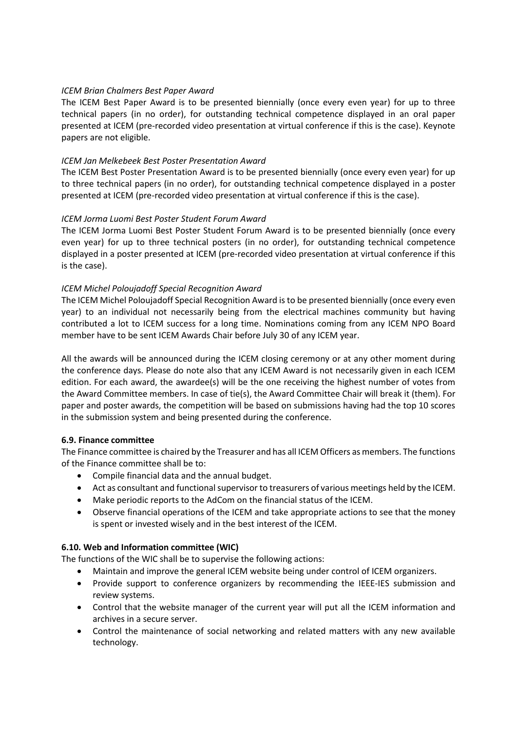*ICEM Brian Chalmers Best Paper Award*

The ICEM Best Paper Award is to be presented biennially (once every even year) for up to three technical papers (in no order), for outstanding technical competence displayed in an oral paper presented at ICEM (pre-recorded video presentation at virtual conference if this is the case). Keynote papers are not eligible.

*ICEM Jan Melkebeek Best Poster Presentation Award*

The ICEM Best Poster Presentation Award is to be presented biennially (once every even year) for up to three technical papers (in no order), for outstanding technical competence displayed in a poster presented at ICEM (pre-recorded video presentation at virtual conference if this is the case).

*ICEM Jorma Luomi Best Poster Student Forum Award*

The ICEM Jorma Luomi Best Poster Student Forum Award is to be presented biennially (once every even year) for up to three technical posters (in no order), for outstanding technical competence displayed in a poster presented at ICEM (pre-recorded video presentation at virtual conference if this is the case).

*ICEM Michel Poloujadoff Special Recognition Award*

The ICEM Michel Poloujadoff Special Recognition Award is to be presented biennially (once every even year) to an individual not necessarily being from the electrical machines community but having contributed a lot to ICEM success for a long time. Nominations coming from any ICEM NPO Board member have to be sent ICEM Awards Chair before July 30 of any ICEM year.

All the awards will be announced during the ICEM closing ceremony or at any other moment during the conference days. Please do note also that any ICEM Award is not necessarily given in each ICEM edition. For each award, the awardee(s) will be the one receiving the highest number of votes from the Award Committee members. In case of tie(s), the Award Committee Chair will break it (them). For paper and poster awards, the competition will be based on submissions having had the top 10 scores in the submission system and being presented during the conference.

**6.9. Finance committee**

The Finance committee is chaired by the Treasurer and has all ICEM Officers as members. The functions of the Finance committee shall be to:

- Compile financial data and the annual budget.
- Act as consultant and functional supervisor to treasurers of various meetings held by the ICEM.
- Make periodic reports to the AdCom on the financial status of the ICEM.
- Observe financial operations of the ICEM and take appropriate actions to see that the money is spent or invested wisely and in the best interest of the ICEM.

**6.10. Web and Information committee (WIC)**

The functions of the WIC shall be to supervise the following actions:

- Maintain and improve the general ICEM website being under control of ICEM organizers.
- Provide support to conference organizers by recommending the IEEE-IES submission and review systems.
- Control that the website manager of the current year will put all the ICEM information and archives in a secure server.
- Control the maintenance of social networking and related matters with any new available technology.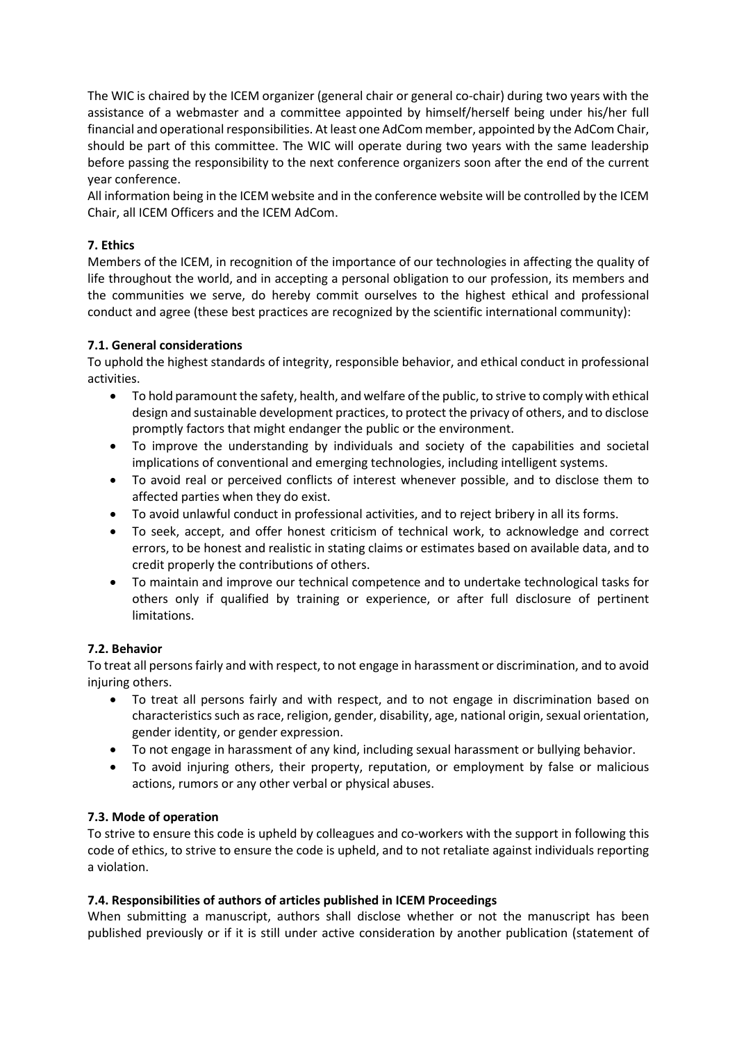The WIC is chaired by the ICEM organizer (general chair or general co-chair) during two years with the assistance of a webmaster and a committee appointed by himself/herself being under his/her full financial and operational responsibilities. At least one AdCom member, appointed by the AdCom Chair, should be part of this committee. The WIC will operate during two years with the same leadership before passing the responsibility to the next conference organizers soon after the end of the current year conference.

All information being in the ICEM website and in the conference website will be controlled by the ICEM Chair, all ICEM Officers and the ICEM AdCom.

## 7. Ethics

Members of the ICEM, in recognition of the importance of our technologies in affecting the quality of life throughout the world, and in accepting a personal obligation to our profession, its members and the communities we serve, do hereby commit ourselves to the highest ethical and professional conduct and agree (these best practices are recognized by the scientific international community):

### 7.1. General considerations

To uphold the highest standards of integrity, responsible behavior, and ethical conduct in professional activities.

- To hold paramount the safety, health, and welfare of the public, to strive to comply with ethical design and sustainable development practices, to protect the privacy of others, and to disclose promptly factors that might endanger the public or the environment.
- To improve the understanding by individuals and society of the capabilities and societal implications of conventional and emerging technologies, including intelligent systems.
- To avoid real or perceived conflicts of interest whenever possible, and to disclose them to affected parties when they do exist.
- To avoid unlawful conduct in professional activities, and to reject bribery in all its forms.
- To seek, accept, and offer honest criticism of technical work, to acknowledge and correct errors, to be honest and realistic in stating claims or estimates based on available data, and to credit properly the contributions of others.
- To maintain and improve our technical competence and to undertake technological tasks for others only if qualified by training or experience, or after full disclosure of pertinent limitations.

### 7.2. Behavior

To treat all persons fairly and with respect, to not engage in harassment or discrimination, and to avoid injuring others.

- To treat all persons fairly and with respect, and to not engage in discrimination based on characteristics such as race, religion, gender, disability, age, national origin, sexual orientation, gender identity, or gender expression.
- To not engage in harassment of any kind, including sexual harassment or bullying behavior.
- To avoid injuring others, their property, reputation, or employment by false or malicious actions, rumors or any other verbal or physical abuses.

### 7.3. Mode of operation

To strive to ensure this code is upheld by colleagues and co-workers with the support in following this code of ethics, to strive to ensure the code is upheld, and to not retaliate against individuals reporting a violation.

### 7.4. Responsibilities of authors of articles published in ICEM Proceedings

When submitting a manuscript, authors shall disclose whether or not the manuscript has been published previously or if it is still under active consideration by another publication (statement of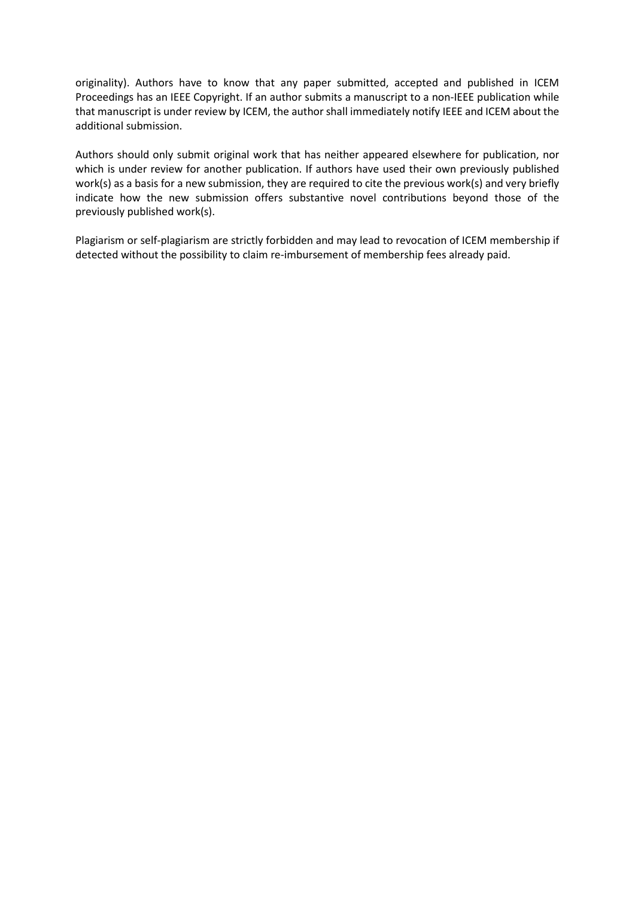originality). Authors have to know that any paper submitted, accepted and published in ICEM Proceedings has an IEEE Copyright. If an author submits a manuscript to a non-IEEE publication while that manuscript is under review by ICEM, the author shall immediately notify IEEE and ICEM about the additional submission.

Authors should only submit original work that has neither appeared elsewhere for publication, nor which is under review for another publication. If authors have used their own previously published work(s) as a basis for a new submission, they are required to cite the previous work(s) and very briefly indicate how the new submission offers substantive novel contributions beyond those of the previously published work(s).

Plagiarism or self-plagiarism are strictly forbidden and may lead to revocation of ICEM membership if detected without the possibility to claim re-imbursement of membership fees already paid.